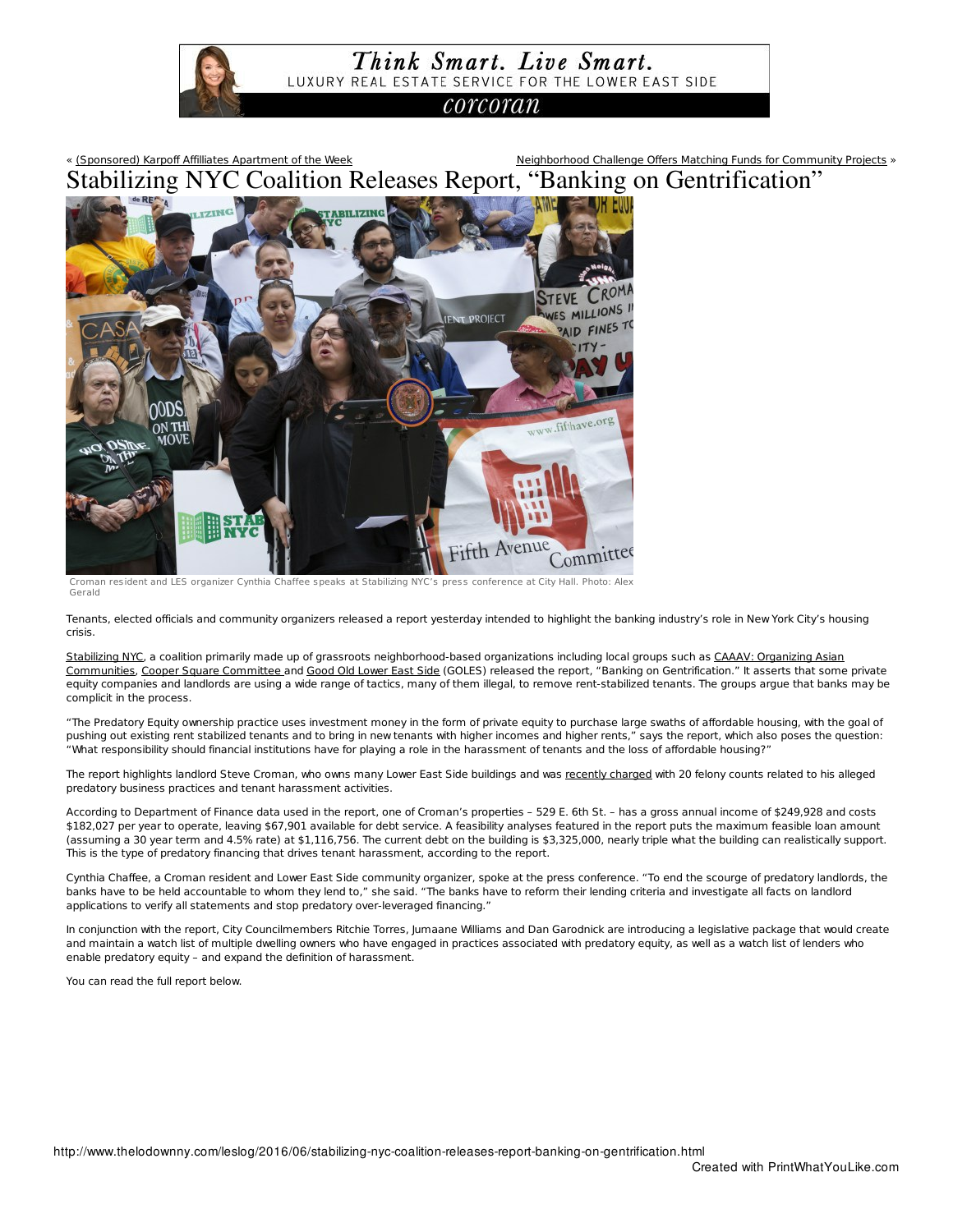« (Sponsored) Karpoff Affilliates Apartment of the Week　　　　Neighborhood Challenge Offers Matching Funds for Community Projects »

# Stabilizing NYC Coalition Releases Report, "Banking on Gentrification"

Croman resident and LES organizer Cynthia Chaffee speaks at Stabilizing NYC's press conference at City Hall. Photo: Alex Gerald

Tenants, elected officials and community organizers released a report yesterday intended to highlight the banking industry's role in New York City's housing crisis.

Stabilizing NYC, a coalition primarily made up of grassroots neighborhood-based organizations including local groups such as CAAAV: Organizing Asian Communities, Cooper Square Committee and Good Old Lower East Side (GOLES) released the report, "Banking on Gentrification." It asserts that some private equity companies and landlords are using a wide range of tactics, many of them illegal, to remove rent-stabilized tenants. The groups argue that banks may be complicit in the process.

"The Predatory Equity ownership practice uses investment money in the form of private equity to purchase large swaths of affordable housing, with the goal of pushing out existing rent stabilized tenants and to bring in new tenants with higher incomes and higher rents," says the report, which also poses the question: "What responsibility should financial institutions have for playing a role in the harassment of tenants and the loss of affordable housing?"

The report highlights landlord Steve Croman, who owns many Lower East Side buildings and was recently charged with 20 felony counts related to his alleged predatory business practices and tenant harassment activities.

According to Department of Finance data used in the report, one of Croman's properties – 529 E. 6th St. – has a gross annual income of $249,928 and costs $182,027 per year to operate, leaving $67,901 available for debt service. A feasibility analyses featured in the report puts the maximum feasible loan amount (assuming a 30 year term and 4.5% rate) at $1,116,756. The current debt on the building is $3,325,000, nearly triple what the building can realistically support. This is the type of predatory financing that drives tenant harassment, according to the report.

Cynthia Chaffee, a Croman resident and Lower East Side community organizer, spoke at the press conference. "To end the scourge of predatory landlords, the banks have to be held accountable to whom they lend to," she said. "The banks have to reform their lending criteria and investigate all facts on landlord applications to verify all statements and stop predatory over-leveraged financing."

In conjunction with the report, City Councilmembers Ritchie Torres, Jumaane Williams and Dan Garodnick are introducing a legislative package that would create and maintain a watch list of multiple dwelling owners who have engaged in practices associated with predatory equity, as well as a watch list of lenders who enable predatory equity – and expand the definition of harassment.

You can read the full report below.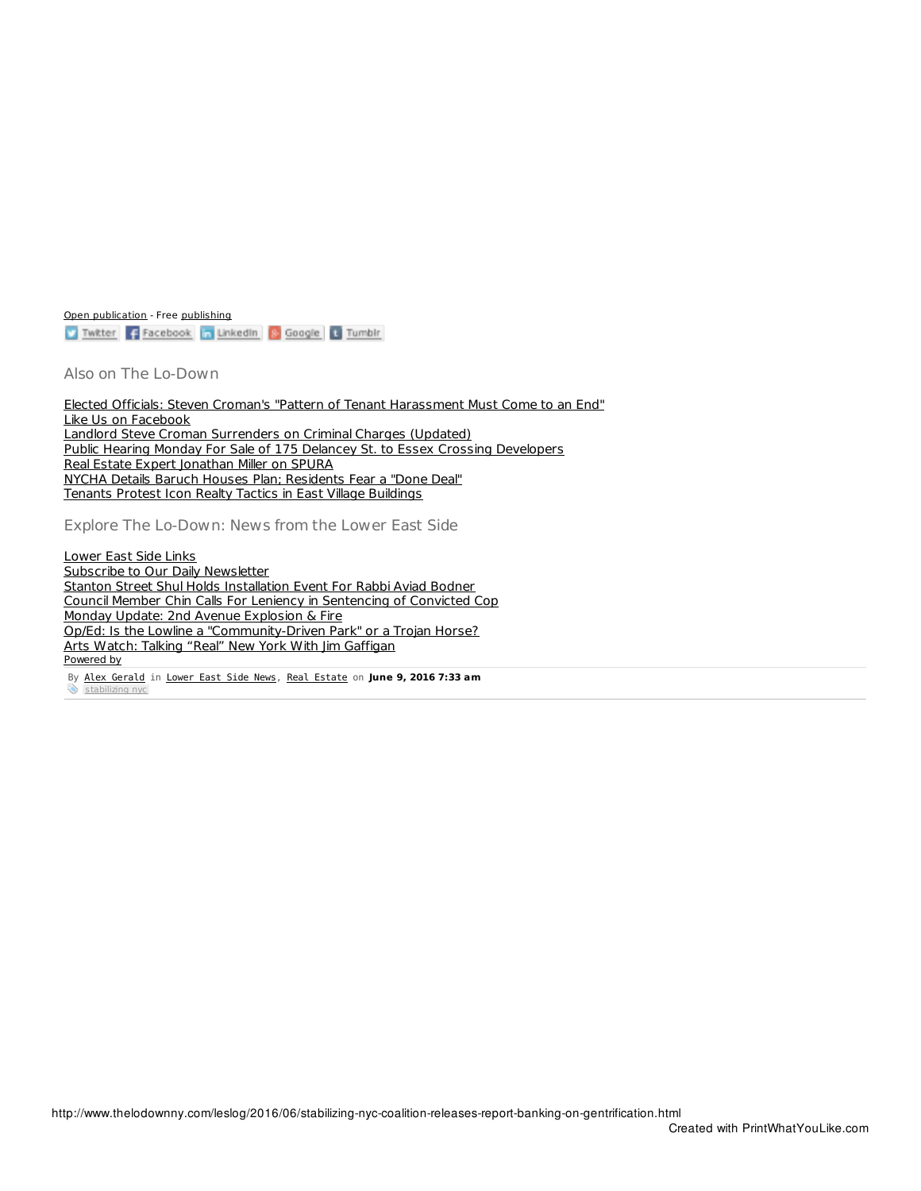Open publication - Free publishing

Twitter Facebook LinkedIn Google Tumblr

## Also on The Lo-Down

Elected Officials: Steven Croman's "Pattern of Tenant Harassment Must Come to an End"
Like Us on Facebook
Landlord Steve Croman Surrenders on Criminal Charges (Updated)
Public Hearing Monday For Sale of 175 Delancey St. to Essex Crossing Developers
Real Estate Expert Jonathan Miller on SPURA
NYCHA Details Baruch Houses Plan; Residents Fear a "Done Deal"
Tenants Protest Icon Realty Tactics in East Village Buildings

## Explore The Lo-Down: News from the Lower East Side

Lower East Side Links
Subscribe to Our Daily Newsletter
Stanton Street Shul Holds Installation Event For Rabbi Aviad Bodner
Council Member Chin Calls For Leniency in Sentencing of Convicted Cop
Monday Update: 2nd Avenue Explosion & Fire
Op/Ed: Is the Lowline a "Community-Driven Park" or a Trojan Horse?
Arts Watch: Talking "Real" New York With Jim Gaffigan
Powered by

By Alex Gerald in Lower East Side News, Real Estate on **June 9, 2016 7:33 am**
stabilizing nyc